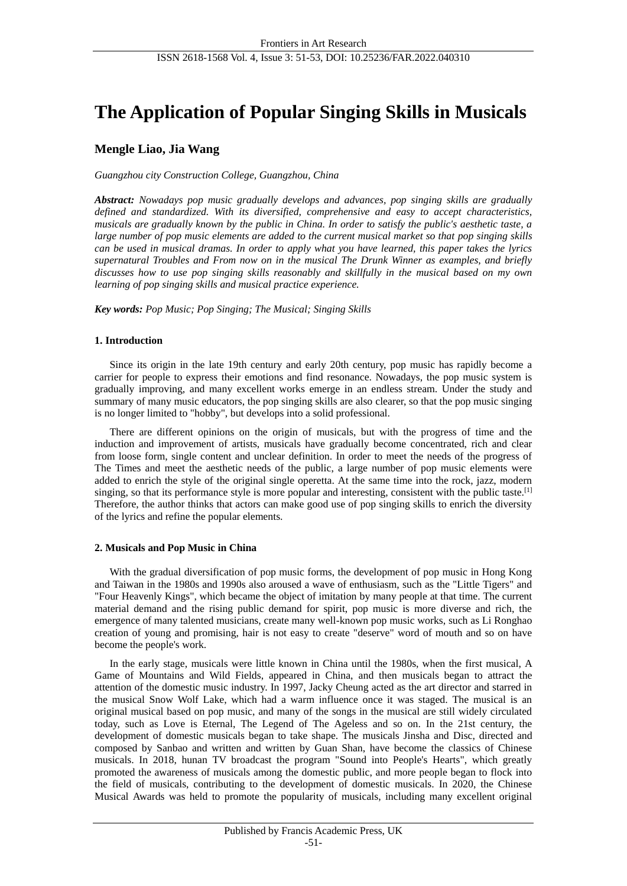# The Application of Popular Singing Skills in Musicals

**Mengle Liao, Jia Wang**

*Guangzhou city Construction College, Guangzhou, China*

***Abstract:*** *Nowadays pop music gradually develops and advances, pop singing skills are gradually defined and standardized. With its diversified, comprehensive and easy to accept characteristics, musicals are gradually known by the public in China. In order to satisfy the public's aesthetic taste, a large number of pop music elements are added to the current musical market so that pop singing skills can be used in musical dramas. In order to apply what you have learned, this paper takes the lyrics supernatural Troubles and From now on in the musical The Drunk Winner as examples, and briefly discusses how to use pop singing skills reasonably and skillfully in the musical based on my own learning of pop singing skills and musical practice experience.*

***Key words:*** *Pop Music; Pop Singing; The Musical; Singing Skills*

## 1. Introduction

Since its origin in the late 19th century and early 20th century, pop music has rapidly become a carrier for people to express their emotions and find resonance. Nowadays, the pop music system is gradually improving, and many excellent works emerge in an endless stream. Under the study and summary of many music educators, the pop singing skills are also clearer, so that the pop music singing is no longer limited to "hobby", but develops into a solid professional.

There are different opinions on the origin of musicals, but with the progress of time and the induction and improvement of artists, musicals have gradually become concentrated, rich and clear from loose form, single content and unclear definition. In order to meet the needs of the progress of The Times and meet the aesthetic needs of the public, a large number of pop music elements were added to enrich the style of the original single operetta. At the same time into the rock, jazz, modern singing, so that its performance style is more popular and interesting, consistent with the public taste.[1] Therefore, the author thinks that actors can make good use of pop singing skills to enrich the diversity of the lyrics and refine the popular elements.

## 2. Musicals and Pop Music in China

With the gradual diversification of pop music forms, the development of pop music in Hong Kong and Taiwan in the 1980s and 1990s also aroused a wave of enthusiasm, such as the "Little Tigers" and "Four Heavenly Kings", which became the object of imitation by many people at that time. The current material demand and the rising public demand for spirit, pop music is more diverse and rich, the emergence of many talented musicians, create many well-known pop music works, such as Li Ronghao creation of young and promising, hair is not easy to create "deserve" word of mouth and so on have become the people's work.

In the early stage, musicals were little known in China until the 1980s, when the first musical, A Game of Mountains and Wild Fields, appeared in China, and then musicals began to attract the attention of the domestic music industry. In 1997, Jacky Cheung acted as the art director and starred in the musical Snow Wolf Lake, which had a warm influence once it was staged. The musical is an original musical based on pop music, and many of the songs in the musical are still widely circulated today, such as Love is Eternal, The Legend of The Ageless and so on. In the 21st century, the development of domestic musicals began to take shape. The musicals Jinsha and Disc, directed and composed by Sanbao and written and written by Guan Shan, have become the classics of Chinese musicals. In 2018, hunan TV broadcast the program "Sound into People's Hearts", which greatly promoted the awareness of musicals among the domestic public, and more people began to flock into the field of musicals, contributing to the development of domestic musicals. In 2020, the Chinese Musical Awards was held to promote the popularity of musicals, including many excellent original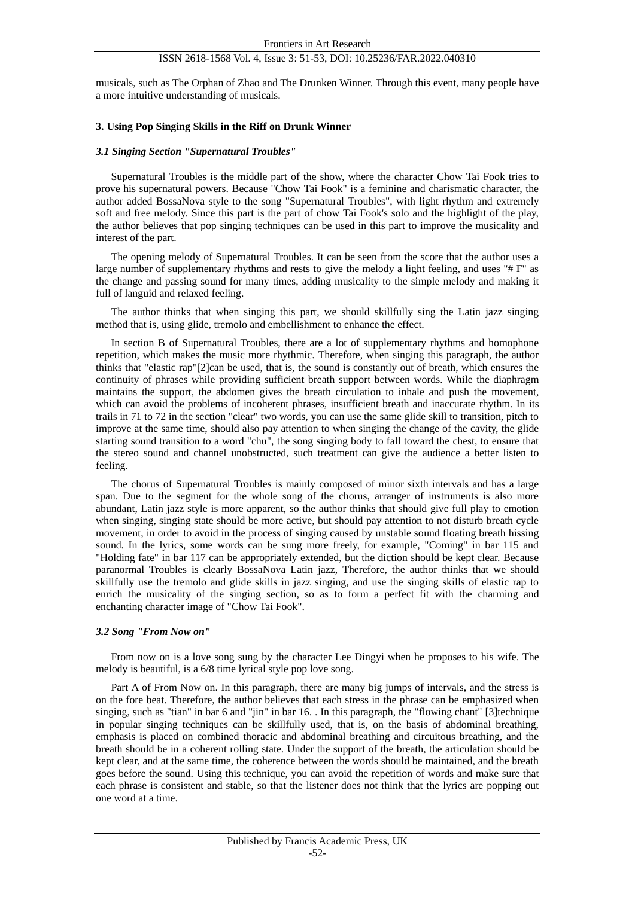musicals, such as The Orphan of Zhao and The Drunken Winner. Through this event, many people have a more intuitive understanding of musicals.

## 3. Using Pop Singing Skills in the Riff on Drunk Winner

### *3.1 Singing Section "Supernatural Troubles"*

Supernatural Troubles is the middle part of the show, where the character Chow Tai Fook tries to prove his supernatural powers. Because "Chow Tai Fook" is a feminine and charismatic character, the author added BossaNova style to the song "Supernatural Troubles", with light rhythm and extremely soft and free melody. Since this part is the part of chow Tai Fook's solo and the highlight of the play, the author believes that pop singing techniques can be used in this part to improve the musicality and interest of the part.

The opening melody of Supernatural Troubles. It can be seen from the score that the author uses a large number of supplementary rhythms and rests to give the melody a light feeling, and uses "# F" as the change and passing sound for many times, adding musicality to the simple melody and making it full of languid and relaxed feeling.

The author thinks that when singing this part, we should skillfully sing the Latin jazz singing method that is, using glide, tremolo and embellishment to enhance the effect.

In section B of Supernatural Troubles, there are a lot of supplementary rhythms and homophone repetition, which makes the music more rhythmic. Therefore, when singing this paragraph, the author thinks that "elastic rap"[2]can be used, that is, the sound is constantly out of breath, which ensures the continuity of phrases while providing sufficient breath support between words. While the diaphragm maintains the support, the abdomen gives the breath circulation to inhale and push the movement, which can avoid the problems of incoherent phrases, insufficient breath and inaccurate rhythm. In its trails in 71 to 72 in the section "clear" two words, you can use the same glide skill to transition, pitch to improve at the same time, should also pay attention to when singing the change of the cavity, the glide starting sound transition to a word "chu", the song singing body to fall toward the chest, to ensure that the stereo sound and channel unobstructed, such treatment can give the audience a better listen to feeling.

The chorus of Supernatural Troubles is mainly composed of minor sixth intervals and has a large span. Due to the segment for the whole song of the chorus, arranger of instruments is also more abundant, Latin jazz style is more apparent, so the author thinks that should give full play to emotion when singing, singing state should be more active, but should pay attention to not disturb breath cycle movement, in order to avoid in the process of singing caused by unstable sound floating breath hissing sound. In the lyrics, some words can be sung more freely, for example, "Coming" in bar 115 and "Holding fate" in bar 117 can be appropriately extended, but the diction should be kept clear. Because paranormal Troubles is clearly BossaNova Latin jazz, Therefore, the author thinks that we should skillfully use the tremolo and glide skills in jazz singing, and use the singing skills of elastic rap to enrich the musicality of the singing section, so as to form a perfect fit with the charming and enchanting character image of "Chow Tai Fook".

### *3.2 Song "From Now on"*

From now on is a love song sung by the character Lee Dingyi when he proposes to his wife. The melody is beautiful, is a 6/8 time lyrical style pop love song.

Part A of From Now on. In this paragraph, there are many big jumps of intervals, and the stress is on the fore beat. Therefore, the author believes that each stress in the phrase can be emphasized when singing, such as "tian" in bar 6 and "jin" in bar 16. . In this paragraph, the "flowing chant" [3]technique in popular singing techniques can be skillfully used, that is, on the basis of abdominal breathing, emphasis is placed on combined thoracic and abdominal breathing and circuitous breathing, and the breath should be in a coherent rolling state. Under the support of the breath, the articulation should be kept clear, and at the same time, the coherence between the words should be maintained, and the breath goes before the sound. Using this technique, you can avoid the repetition of words and make sure that each phrase is consistent and stable, so that the listener does not think that the lyrics are popping out one word at a time.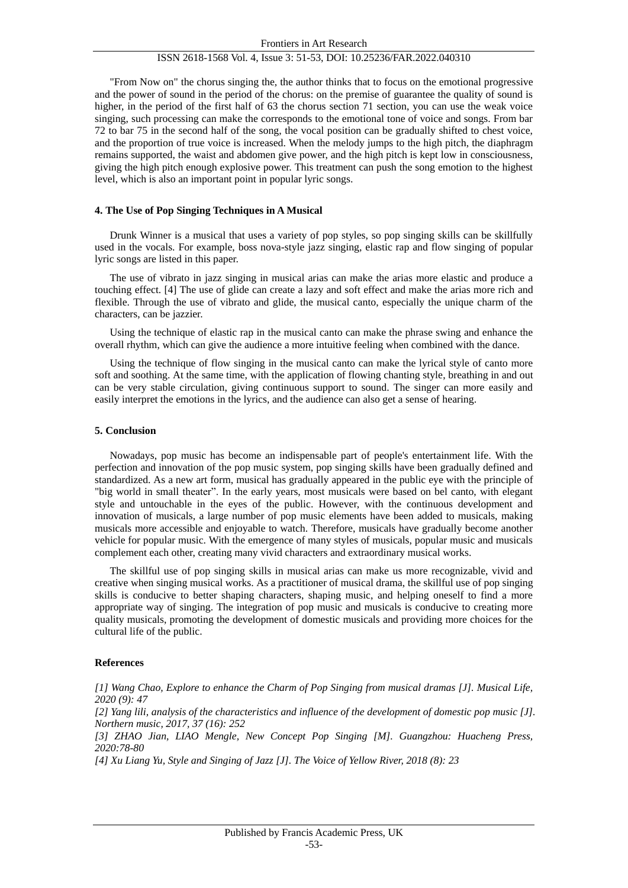"From Now on" the chorus singing the, the author thinks that to focus on the emotional progressive and the power of sound in the period of the chorus: on the premise of guarantee the quality of sound is higher, in the period of the first half of 63 the chorus section 71 section, you can use the weak voice singing, such processing can make the corresponds to the emotional tone of voice and songs. From bar 72 to bar 75 in the second half of the song, the vocal position can be gradually shifted to chest voice, and the proportion of true voice is increased. When the melody jumps to the high pitch, the diaphragm remains supported, the waist and abdomen give power, and the high pitch is kept low in consciousness, giving the high pitch enough explosive power. This treatment can push the song emotion to the highest level, which is also an important point in popular lyric songs.

#### 4. The Use of Pop Singing Techniques in A Musical

Drunk Winner is a musical that uses a variety of pop styles, so pop singing skills can be skillfully used in the vocals. For example, boss nova-style jazz singing, elastic rap and flow singing of popular lyric songs are listed in this paper.

The use of vibrato in jazz singing in musical arias can make the arias more elastic and produce a touching effect. [4] The use of glide can create a lazy and soft effect and make the arias more rich and flexible. Through the use of vibrato and glide, the musical canto, especially the unique charm of the characters, can be jazzier.

Using the technique of elastic rap in the musical canto can make the phrase swing and enhance the overall rhythm, which can give the audience a more intuitive feeling when combined with the dance.

Using the technique of flow singing in the musical canto can make the lyrical style of canto more soft and soothing. At the same time, with the application of flowing chanting style, breathing in and out can be very stable circulation, giving continuous support to sound. The singer can more easily and easily interpret the emotions in the lyrics, and the audience can also get a sense of hearing.

#### 5. Conclusion

Nowadays, pop music has become an indispensable part of people's entertainment life. With the perfection and innovation of the pop music system, pop singing skills have been gradually defined and standardized. As a new art form, musical has gradually appeared in the public eye with the principle of "big world in small theater". In the early years, most musicals were based on bel canto, with elegant style and untouchable in the eyes of the public. However, with the continuous development and innovation of musicals, a large number of pop music elements have been added to musicals, making musicals more accessible and enjoyable to watch. Therefore, musicals have gradually become another vehicle for popular music. With the emergence of many styles of musicals, popular music and musicals complement each other, creating many vivid characters and extraordinary musical works.

The skillful use of pop singing skills in musical arias can make us more recognizable, vivid and creative when singing musical works. As a practitioner of musical drama, the skillful use of pop singing skills is conducive to better shaping characters, shaping music, and helping oneself to find a more appropriate way of singing. The integration of pop music and musicals is conducive to creating more quality musicals, promoting the development of domestic musicals and providing more choices for the cultural life of the public.

#### References

*[1] Wang Chao, Explore to enhance the Charm of Pop Singing from musical dramas [J]. Musical Life, 2020 (9): 47*

*[2] Yang lili, analysis of the characteristics and influence of the development of domestic pop music [J]. Northern music, 2017, 37 (16): 252*

*[3] ZHAO Jian, LIAO Mengle, New Concept Pop Singing [M]. Guangzhou: Huacheng Press, 2020:78-80*

*[4] Xu Liang Yu, Style and Singing of Jazz [J]. The Voice of Yellow River, 2018 (8): 23*